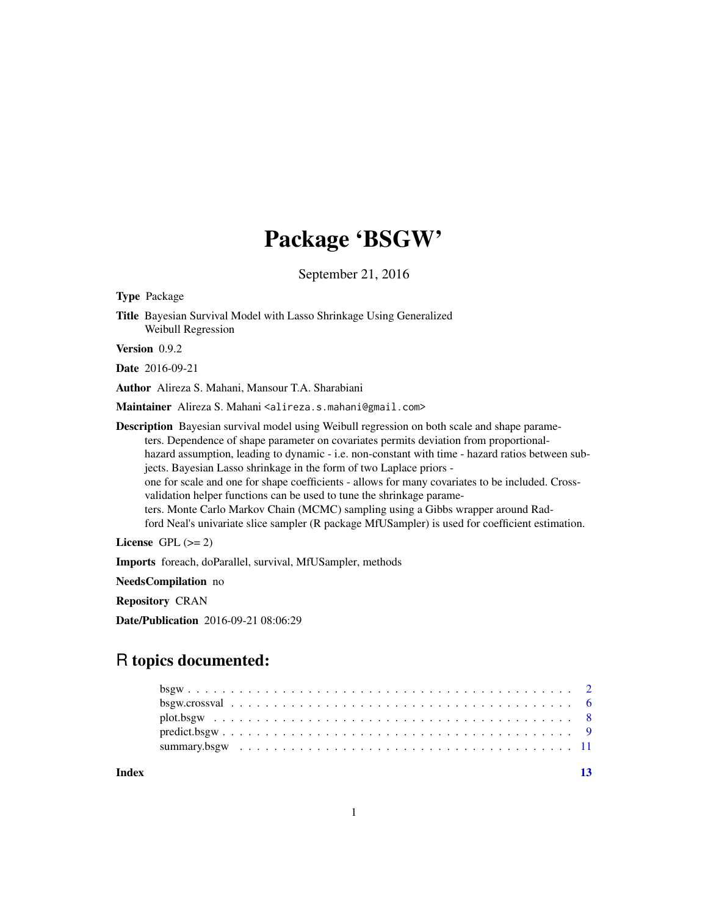# Package 'BSGW'

September 21, 2016

**Type** Package

**Title** Bayesian Survival Model with Lasso Shrinkage Using Generalized Weibull Regression

**Version** 0.9.2

**Date** 2016-09-21

**Author** Alireza S. Mahani, Mansour T.A. Sharabiani

**Maintainer** Alireza S. Mahani <alireza.s.mahani@gmail.com>

**Description** Bayesian survival model using Weibull regression on both scale and shape parameters. Dependence of shape parameter on covariates permits deviation from proportional-hazard assumption, leading to dynamic - i.e. non-constant with time - hazard ratios between subjects. Bayesian Lasso shrinkage in the form of two Laplace priors - one for scale and one for shape coefficients - allows for many covariates to be included. Cross-validation helper functions can be used to tune the shrinkage parameters. Monte Carlo Markov Chain (MCMC) sampling using a Gibbs wrapper around Radford Neal's univariate slice sampler (R package MfUSampler) is used for coefficient estimation.

**License** GPL (>= 2)

**Imports** foreach, doParallel, survival, MfUSampler, methods

**NeedsCompilation** no

**Repository** CRAN

**Date/Publication** 2016-09-21 08:06:29

## R topics documented:

| | |
|---|---|
| bsgw | 2 |
| bsgw.crossval | 6 |
| plot.bsgw | 8 |
| predict.bsgw | 9 |
| summary.bsgw | 11 |
| **Index** | **13** |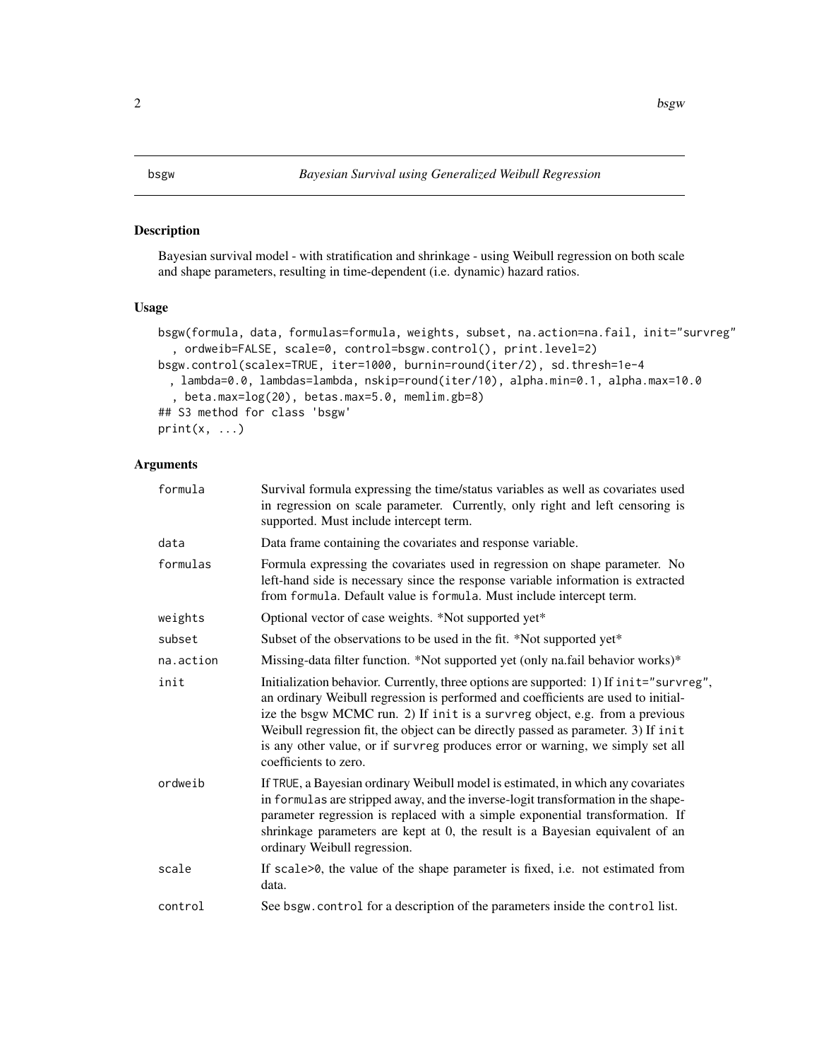bsgw — *Bayesian Survival using Generalized Weibull Regression*

## Description

Bayesian survival model - with stratification and shrinkage - using Weibull regression on both scale and shape parameters, resulting in time-dependent (i.e. dynamic) hazard ratios.

## Usage

```
bsgw(formula, data, formulas=formula, weights, subset, na.action=na.fail, init="survreg"
  , ordweib=FALSE, scale=0, control=bsgw.control(), print.level=2)
bsgw.control(scalex=TRUE, iter=1000, burnin=round(iter/2), sd.thresh=1e-4
  , lambda=0.0, lambdas=lambda, nskip=round(iter/10), alpha.min=0.1, alpha.max=10.0
  , beta.max=log(20), betas.max=5.0, memlim.gb=8)
## S3 method for class 'bsgw'
print(x, ...)
```

## Arguments

| | |
|---|---|
| formula | Survival formula expressing the time/status variables as well as covariates used in regression on scale parameter. Currently, only right and left censoring is supported. Must include intercept term. |
| data | Data frame containing the covariates and response variable. |
| formulas | Formula expressing the covariates used in regression on shape parameter. No left-hand side is necessary since the response variable information is extracted from `formula`. Default value is `formula`. Must include intercept term. |
| weights | Optional vector of case weights. *Not supported yet* |
| subset | Subset of the observations to be used in the fit. *Not supported yet* |
| na.action | Missing-data filter function. *Not supported yet (only na.fail behavior works)* |
| init | Initialization behavior. Currently, three options are supported: 1) If `init="survreg"`, an ordinary Weibull regression is performed and coefficients are used to initialize the bsgw MCMC run. 2) If `init` is a `survreg` object, e.g. from a previous Weibull regression fit, the object can be directly passed as parameter. 3) If `init` is any other value, or if `survreg` produces error or warning, we simply set all coefficients to zero. |
| ordweib | If TRUE, a Bayesian ordinary Weibull model is estimated, in which any covariates in `formulas` are stripped away, and the inverse-logit transformation in the shape-parameter regression is replaced with a simple exponential transformation. If shrinkage parameters are kept at 0, the result is a Bayesian equivalent of an ordinary Weibull regression. |
| scale | If `scale>0`, the value of the shape parameter is fixed, i.e. not estimated from data. |
| control | See `bsgw.control` for a description of the parameters inside the `control` list. |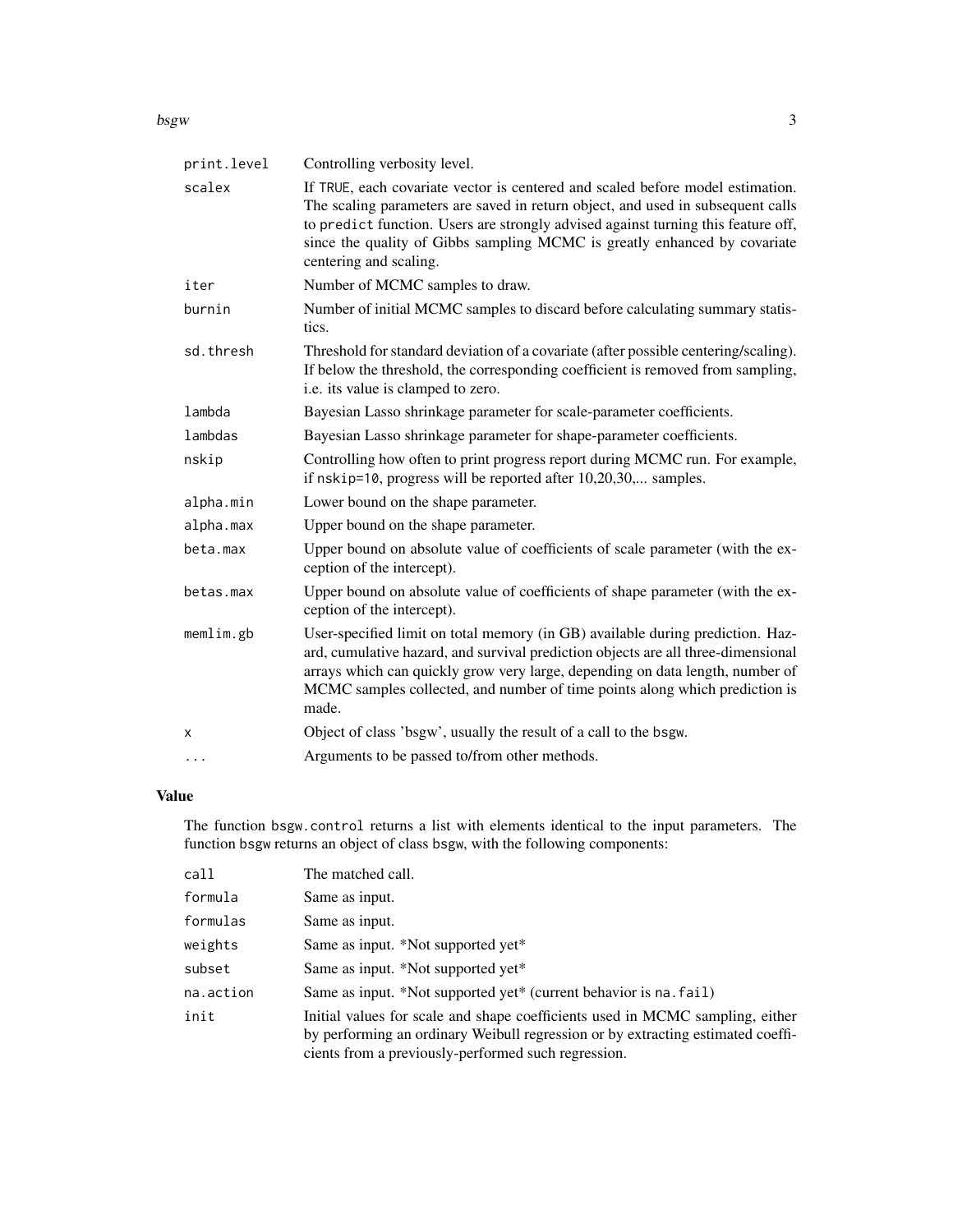| | |
|---|---|
| `print.level` | Controlling verbosity level. |
| `scalex` | If `TRUE`, each covariate vector is centered and scaled before model estimation. The scaling parameters are saved in return object, and used in subsequent calls to `predict` function. Users are strongly advised against turning this feature off, since the quality of Gibbs sampling MCMC is greatly enhanced by covariate centering and scaling. |
| `iter` | Number of MCMC samples to draw. |
| `burnin` | Number of initial MCMC samples to discard before calculating summary statistics. |
| `sd.thresh` | Threshold for standard deviation of a covariate (after possible centering/scaling). If below the threshold, the corresponding coefficient is removed from sampling, i.e. its value is clamped to zero. |
| `lambda` | Bayesian Lasso shrinkage parameter for scale-parameter coefficients. |
| `lambdas` | Bayesian Lasso shrinkage parameter for shape-parameter coefficients. |
| `nskip` | Controlling how often to print progress report during MCMC run. For example, if `nskip=10`, progress will be reported after 10,20,30,... samples. |
| `alpha.min` | Lower bound on the shape parameter. |
| `alpha.max` | Upper bound on the shape parameter. |
| `beta.max` | Upper bound on absolute value of coefficients of scale parameter (with the exception of the intercept). |
| `betas.max` | Upper bound on absolute value of coefficients of shape parameter (with the exception of the intercept). |
| `memlim.gb` | User-specified limit on total memory (in GB) available during prediction. Hazard, cumulative hazard, and survival prediction objects are all three-dimensional arrays which can quickly grow very large, depending on data length, number of MCMC samples collected, and number of time points along which prediction is made. |
| `x` | Object of class 'bsgw', usually the result of a call to the `bsgw`. |
| `...` | Arguments to be passed to/from other methods. |

## Value

The function `bsgw.control` returns a list with elements identical to the input parameters. The function `bsgw` returns an object of class `bsgw`, with the following components:

| | |
|---|---|
| `call` | The matched call. |
| `formula` | Same as input. |
| `formulas` | Same as input. |
| `weights` | Same as input. *Not supported yet* |
| `subset` | Same as input. *Not supported yet* |
| `na.action` | Same as input. *Not supported yet* (current behavior is `na.fail`) |
| `init` | Initial values for scale and shape coefficients used in MCMC sampling, either by performing an ordinary Weibull regression or by extracting estimated coefficients from a previously-performed such regression. |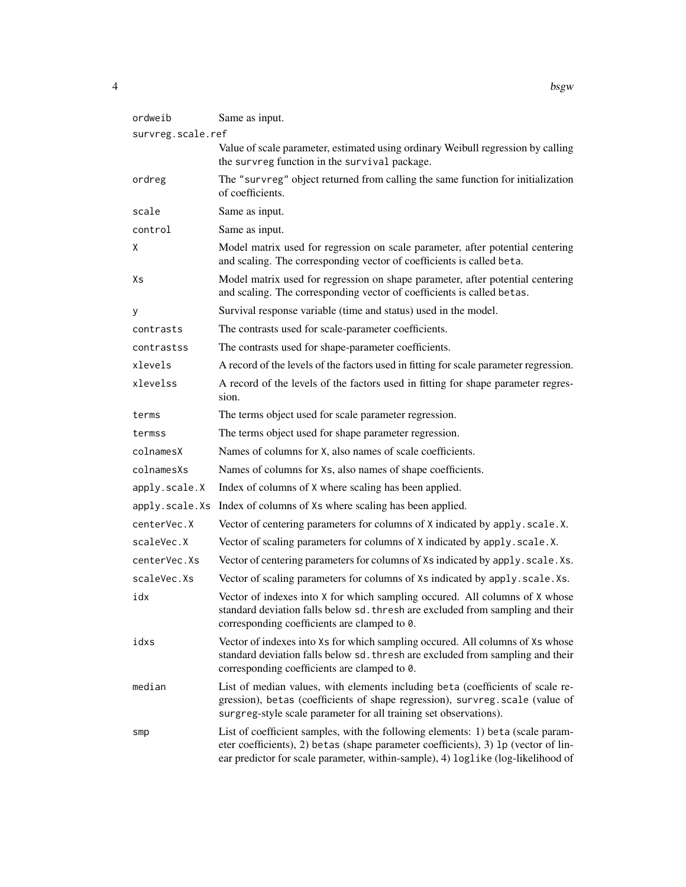| | |
|---|---|
| ordweib | Same as input. |
| survreg.scale.ref | Value of scale parameter, estimated using ordinary Weibull regression by calling the survreg function in the survival package. |
| ordreg | The "survreg" object returned from calling the same function for initialization of coefficients. |
| scale | Same as input. |
| control | Same as input. |
| X | Model matrix used for regression on scale parameter, after potential centering and scaling. The corresponding vector of coefficients is called beta. |
| Xs | Model matrix used for regression on shape parameter, after potential centering and scaling. The corresponding vector of coefficients is called betas. |
| y | Survival response variable (time and status) used in the model. |
| contrasts | The contrasts used for scale-parameter coefficients. |
| contrastss | The contrasts used for shape-parameter coefficients. |
| xlevels | A record of the levels of the factors used in fitting for scale parameter regression. |
| xlevelss | A record of the levels of the factors used in fitting for shape parameter regression. |
| terms | The terms object used for scale parameter regression. |
| termss | The terms object used for shape parameter regression. |
| colnamesX | Names of columns for X, also names of scale coefficients. |
| colnamesXs | Names of columns for Xs, also names of shape coefficients. |
| apply.scale.X | Index of columns of X where scaling has been applied. |
| apply.scale.Xs | Index of columns of Xs where scaling has been applied. |
| centerVec.X | Vector of centering parameters for columns of X indicated by apply.scale.X. |
| scaleVec.X | Vector of scaling parameters for columns of X indicated by apply.scale.X. |
| centerVec.Xs | Vector of centering parameters for columns of Xs indicated by apply.scale.Xs. |
| scaleVec.Xs | Vector of scaling parameters for columns of Xs indicated by apply.scale.Xs. |
| idx | Vector of indexes into X for which sampling occured. All columns of X whose standard deviation falls below sd.thresh are excluded from sampling and their corresponding coefficients are clamped to 0. |
| idxs | Vector of indexes into Xs for which sampling occured. All columns of Xs whose standard deviation falls below sd.thresh are excluded from sampling and their corresponding coefficients are clamped to 0. |
| median | List of median values, with elements including beta (coefficients of scale regression), betas (coefficients of shape regression), survreg.scale (value of surgreg-style scale parameter for all training set observations). |
| smp | List of coefficient samples, with the following elements: 1) beta (scale parameter coefficients), 2) betas (shape parameter coefficients), 3) lp (vector of linear predictor for scale parameter, within-sample), 4) loglike (log-likelihood of |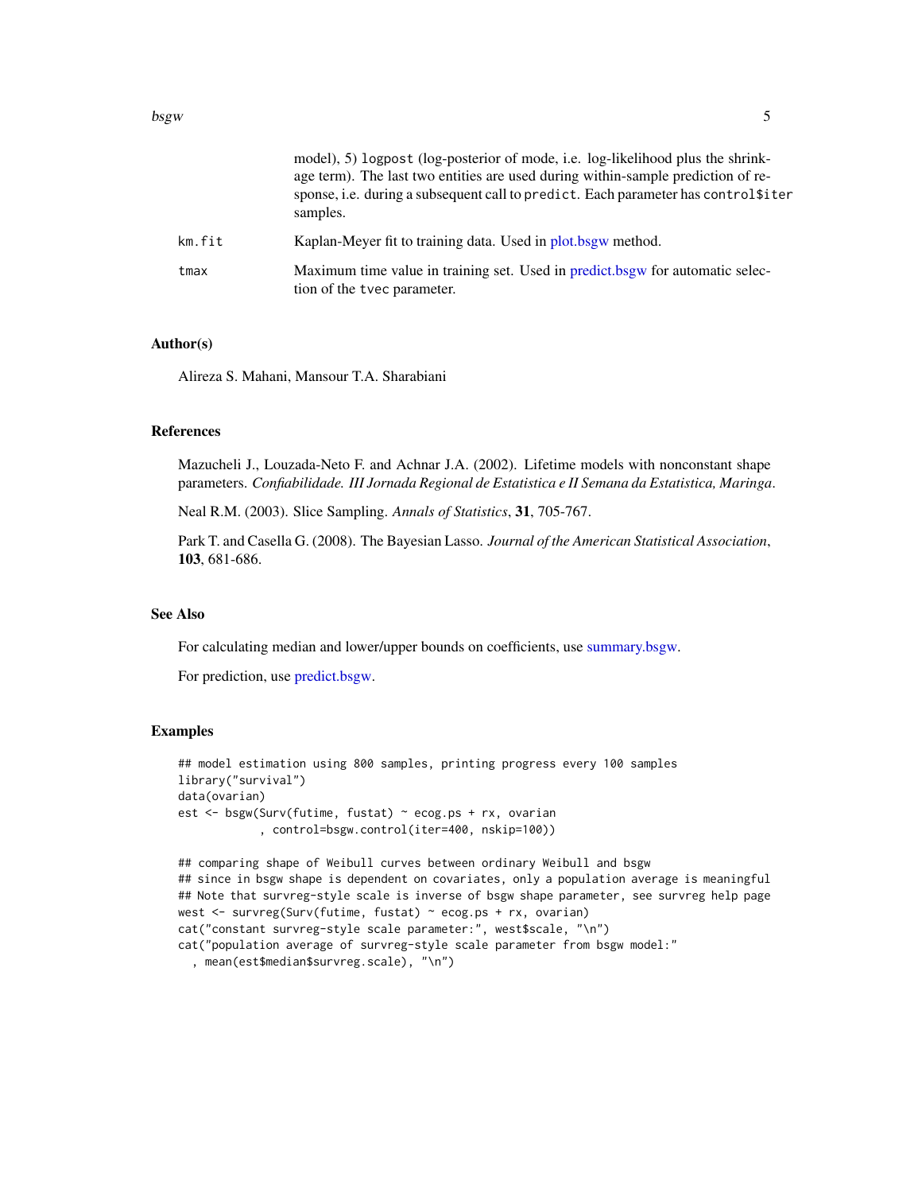model), 5) logpost (log-posterior of mode, i.e. log-likelihood plus the shrinkage term). The last two entities are used during within-sample prediction of response, i.e. during a subsequent call to predict. Each parameter has control$iter samples.

km.fit
: Kaplan-Meyer fit to training data. Used in plot.bsgw method.

tmax
: Maximum time value in training set. Used in predict.bsgw for automatic selection of the tvec parameter.

### Author(s)

Alireza S. Mahani, Mansour T.A. Sharabiani

### References

Mazucheli J., Louzada-Neto F. and Achnar J.A. (2002). Lifetime models with nonconstant shape parameters. *Confiabilidade. III Jornada Regional de Estatistica e II Semana da Estatistica, Maringa*.

Neal R.M. (2003). Slice Sampling. *Annals of Statistics*, **31**, 705-767.

Park T. and Casella G. (2008). The Bayesian Lasso. *Journal of the American Statistical Association*, **103**, 681-686.

### See Also

For calculating median and lower/upper bounds on coefficients, use summary.bsgw.

For prediction, use predict.bsgw.

### Examples

```
## model estimation using 800 samples, printing progress every 100 samples
library("survival")
data(ovarian)
est <- bsgw(Surv(futime, fustat) ~ ecog.ps + rx, ovarian
            , control=bsgw.control(iter=400, nskip=100))

## comparing shape of Weibull curves between ordinary Weibull and bsgw
## since in bsgw shape is dependent on covariates, only a population average is meaningful
## Note that survreg-style scale is inverse of bsgw shape parameter, see survreg help page
west <- survreg(Surv(futime, fustat) ~ ecog.ps + rx, ovarian)
cat("constant survreg-style scale parameter:", west$scale, "\n")
cat("population average of survreg-style scale parameter from bsgw model:"
  , mean(est$median$survreg.scale), "\n")
```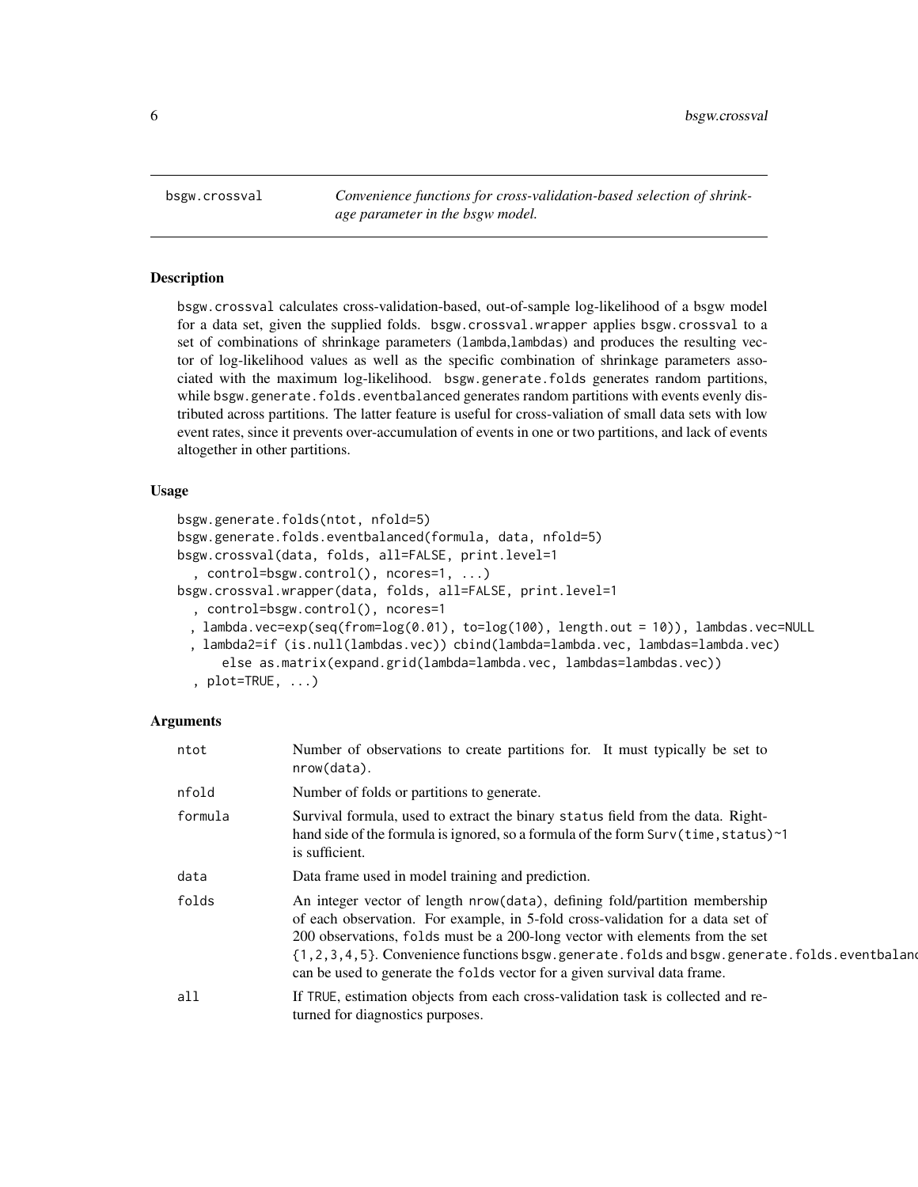bsgw.crossval — *Convenience functions for cross-validation-based selection of shrinkage parameter in the bsgw model.*

## Description

bsgw.crossval calculates cross-validation-based, out-of-sample log-likelihood of a bsgw model for a data set, given the supplied folds. bsgw.crossval.wrapper applies bsgw.crossval to a set of combinations of shrinkage parameters (lambda,lambdas) and produces the resulting vector of log-likelihood values as well as the specific combination of shrinkage parameters associated with the maximum log-likelihood. bsgw.generate.folds generates random partitions, while bsgw.generate.folds.eventbalanced generates random partitions with events evenly distributed across partitions. The latter feature is useful for cross-valiation of small data sets with low event rates, since it prevents over-accumulation of events in one or two partitions, and lack of events altogether in other partitions.

## Usage

```
bsgw.generate.folds(ntot, nfold=5)
bsgw.generate.folds.eventbalanced(formula, data, nfold=5)
bsgw.crossval(data, folds, all=FALSE, print.level=1
  , control=bsgw.control(), ncores=1, ...)
bsgw.crossval.wrapper(data, folds, all=FALSE, print.level=1
  , control=bsgw.control(), ncores=1
 , lambda.vec=exp(seq(from=log(0.01), to=log(100), length.out = 10)), lambdas.vec=NULL
 , lambda2=if (is.null(lambdas.vec)) cbind(lambda=lambda.vec, lambdas=lambda.vec)
     else as.matrix(expand.grid(lambda=lambda.vec, lambdas=lambdas.vec))
  , plot=TRUE, ...)
```

## Arguments

| | |
|---|---|
| ntot | Number of observations to create partitions for. It must typically be set to nrow(data). |
| nfold | Number of folds or partitions to generate. |
| formula | Survival formula, used to extract the binary status field from the data. Right-hand side of the formula is ignored, so a formula of the form Surv(time,status)~1 is sufficient. |
| data | Data frame used in model training and prediction. |
| folds | An integer vector of length nrow(data), defining fold/partition membership of each observation. For example, in 5-fold cross-validation for a data set of 200 observations, folds must be a 200-long vector with elements from the set {1,2,3,4,5}. Convenience functions bsgw.generate.folds and bsgw.generate.folds.eventbalanced can be used to generate the folds vector for a given survival data frame. |
| all | If TRUE, estimation objects from each cross-validation task is collected and returned for diagnostics purposes. |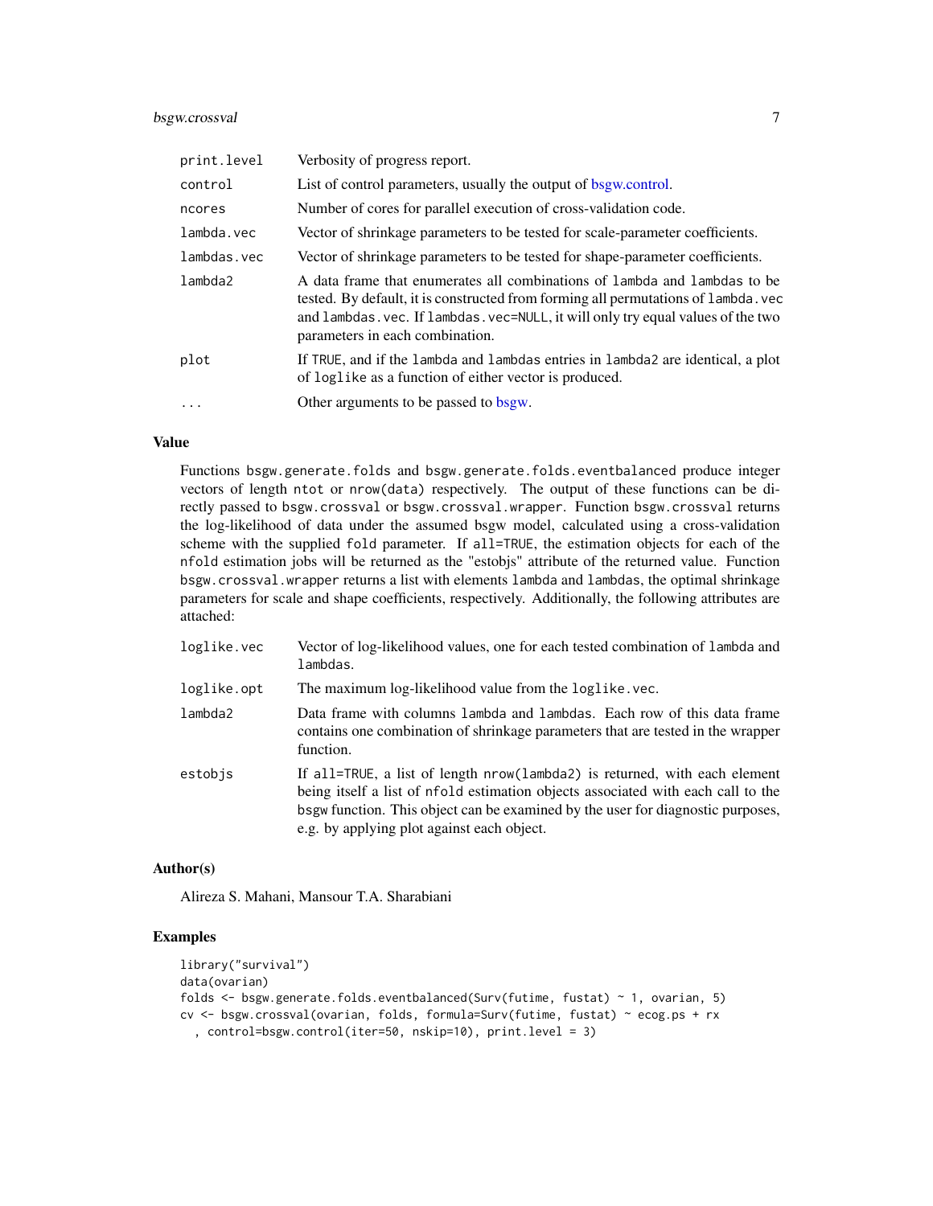| | |
|---|---|
| print.level | Verbosity of progress report. |
| control | List of control parameters, usually the output of bsgw.control. |
| ncores | Number of cores for parallel execution of cross-validation code. |
| lambda.vec | Vector of shrinkage parameters to be tested for scale-parameter coefficients. |
| lambdas.vec | Vector of shrinkage parameters to be tested for shape-parameter coefficients. |
| lambda2 | A data frame that enumerates all combinations of lambda and lambdas to be tested. By default, it is constructed from forming all permutations of lambda.vec and lambdas.vec. If lambdas.vec=NULL, it will only try equal values of the two parameters in each combination. |
| plot | If TRUE, and if the lambda and lambdas entries in lambda2 are identical, a plot of loglike as a function of either vector is produced. |
| ... | Other arguments to be passed to bsgw. |

## Value

Functions bsgw.generate.folds and bsgw.generate.folds.eventbalanced produce integer vectors of length ntot or nrow(data) respectively. The output of these functions can be directly passed to bsgw.crossval or bsgw.crossval.wrapper. Function bsgw.crossval returns the log-likelihood of data under the assumed bsgw model, calculated using a cross-validation scheme with the supplied fold parameter. If all=TRUE, the estimation objects for each of the nfold estimation jobs will be returned as the "estobjs" attribute of the returned value. Function bsgw.crossval.wrapper returns a list with elements lambda and lambdas, the optimal shrinkage parameters for scale and shape coefficients, respectively. Additionally, the following attributes are attached:

| | |
|---|---|
| loglike.vec | Vector of log-likelihood values, one for each tested combination of lambda and lambdas. |
| loglike.opt | The maximum log-likelihood value from the loglike.vec. |
| lambda2 | Data frame with columns lambda and lambdas. Each row of this data frame contains one combination of shrinkage parameters that are tested in the wrapper function. |
| estobjs | If all=TRUE, a list of length nrow(lambda2) is returned, with each element being itself a list of nfold estimation objects associated with each call to the bsgw function. This object can be examined by the user for diagnostic purposes, e.g. by applying plot against each object. |

## Author(s)

Alireza S. Mahani, Mansour T.A. Sharabiani

## Examples

```
library("survival")
data(ovarian)
folds <- bsgw.generate.folds.eventbalanced(Surv(futime, fustat) ~ 1, ovarian, 5)
cv <- bsgw.crossval(ovarian, folds, formula=Surv(futime, fustat) ~ ecog.ps + rx
  , control=bsgw.control(iter=50, nskip=10), print.level = 3)
```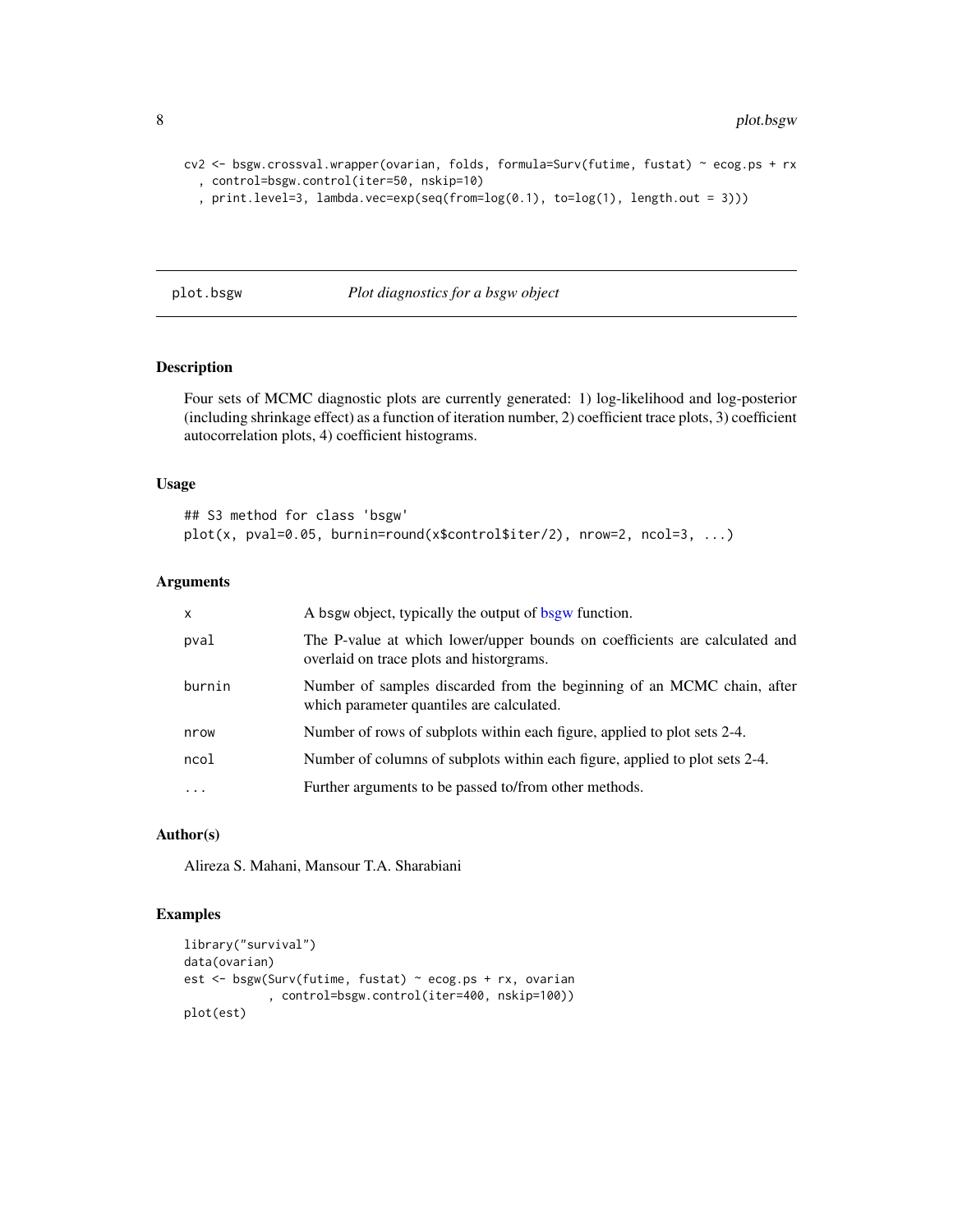```
cv2 <- bsgw.crossval.wrapper(ovarian, folds, formula=Surv(futime, fustat) ~ ecog.ps + rx
  , control=bsgw.control(iter=50, nskip=10)
  , print.level=3, lambda.vec=exp(seq(from=log(0.1), to=log(1), length.out = 3)))
```

## plot.bsgw — *Plot diagnostics for a bsgw object*

### Description

Four sets of MCMC diagnostic plots are currently generated: 1) log-likelihood and log-posterior (including shrinkage effect) as a function of iteration number, 2) coefficient trace plots, 3) coefficient autocorrelation plots, 4) coefficient histograms.

### Usage

```
## S3 method for class 'bsgw'
plot(x, pval=0.05, burnin=round(x$control$iter/2), nrow=2, ncol=3, ...)
```

### Arguments

| | |
|---|---|
| x | A bsgw object, typically the output of bsgw function. |
| pval | The P-value at which lower/upper bounds on coefficients are calculated and overlaid on trace plots and historgrams. |
| burnin | Number of samples discarded from the beginning of an MCMC chain, after which parameter quantiles are calculated. |
| nrow | Number of rows of subplots within each figure, applied to plot sets 2-4. |
| ncol | Number of columns of subplots within each figure, applied to plot sets 2-4. |
| ... | Further arguments to be passed to/from other methods. |

### Author(s)

Alireza S. Mahani, Mansour T.A. Sharabiani

### Examples

```
library("survival")
data(ovarian)
est <- bsgw(Surv(futime, fustat) ~ ecog.ps + rx, ovarian
            , control=bsgw.control(iter=400, nskip=100))
plot(est)
```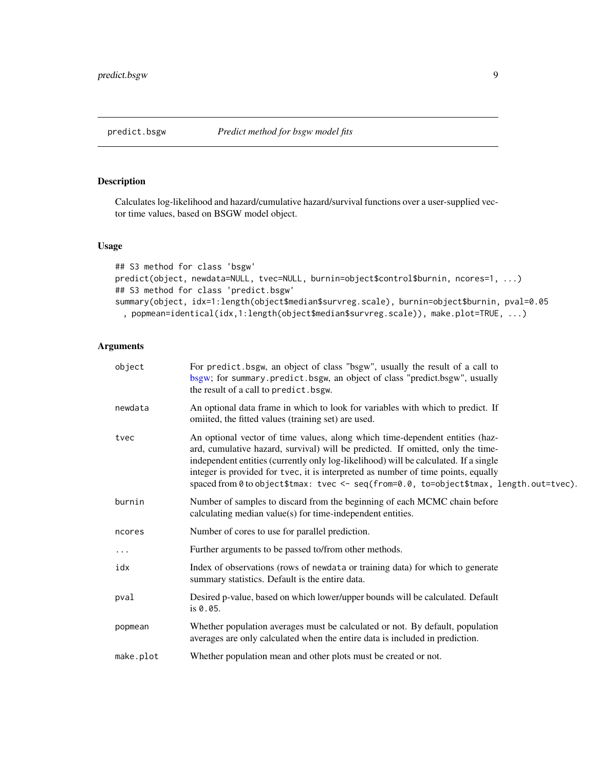predict.bsgw — *Predict method for bsgw model fits*

## Description

Calculates log-likelihood and hazard/cumulative hazard/survival functions over a user-supplied vector time values, based on BSGW model object.

## Usage

```
## S3 method for class 'bsgw'
predict(object, newdata=NULL, tvec=NULL, burnin=object$control$burnin, ncores=1, ...)
## S3 method for class 'predict.bsgw'
summary(object, idx=1:length(object$median$survreg.scale), burnin=object$burnin, pval=0.05
  , popmean=identical(idx,1:length(object$median$survreg.scale)), make.plot=TRUE, ...)
```

## Arguments

| | |
|---|---|
| `object` | For `predict.bsgw`, an object of class "bsgw", usually the result of a call to bsgw; for `summary.predict.bsgw`, an object of class "predict.bsgw", usually the result of a call to `predict.bsgw`. |
| `newdata` | An optional data frame in which to look for variables with which to predict. If omiited, the fitted values (training set) are used. |
| `tvec` | An optional vector of time values, along which time-dependent entities (hazard, cumulative hazard, survival) will be predicted. If omitted, only the time-independent entities (currently only log-likelihood) will be calculated. If a single integer is provided for `tvec`, it is interpreted as number of time points, equally spaced from `0` to `object$tmax: tvec <- seq(from=0.0, to=object$tmax, length.out=tvec)`. |
| `burnin` | Number of samples to discard from the beginning of each MCMC chain before calculating median value(s) for time-independent entities. |
| `ncores` | Number of cores to use for parallel prediction. |
| `...` | Further arguments to be passed to/from other methods. |
| `idx` | Index of observations (rows of `newdata` or training data) for which to generate summary statistics. Default is the entire data. |
| `pval` | Desired p-value, based on which lower/upper bounds will be calculated. Default is `0.05`. |
| `popmean` | Whether population averages must be calculated or not. By default, population averages are only calculated when the entire data is included in prediction. |
| `make.plot` | Whether population mean and other plots must be created or not. |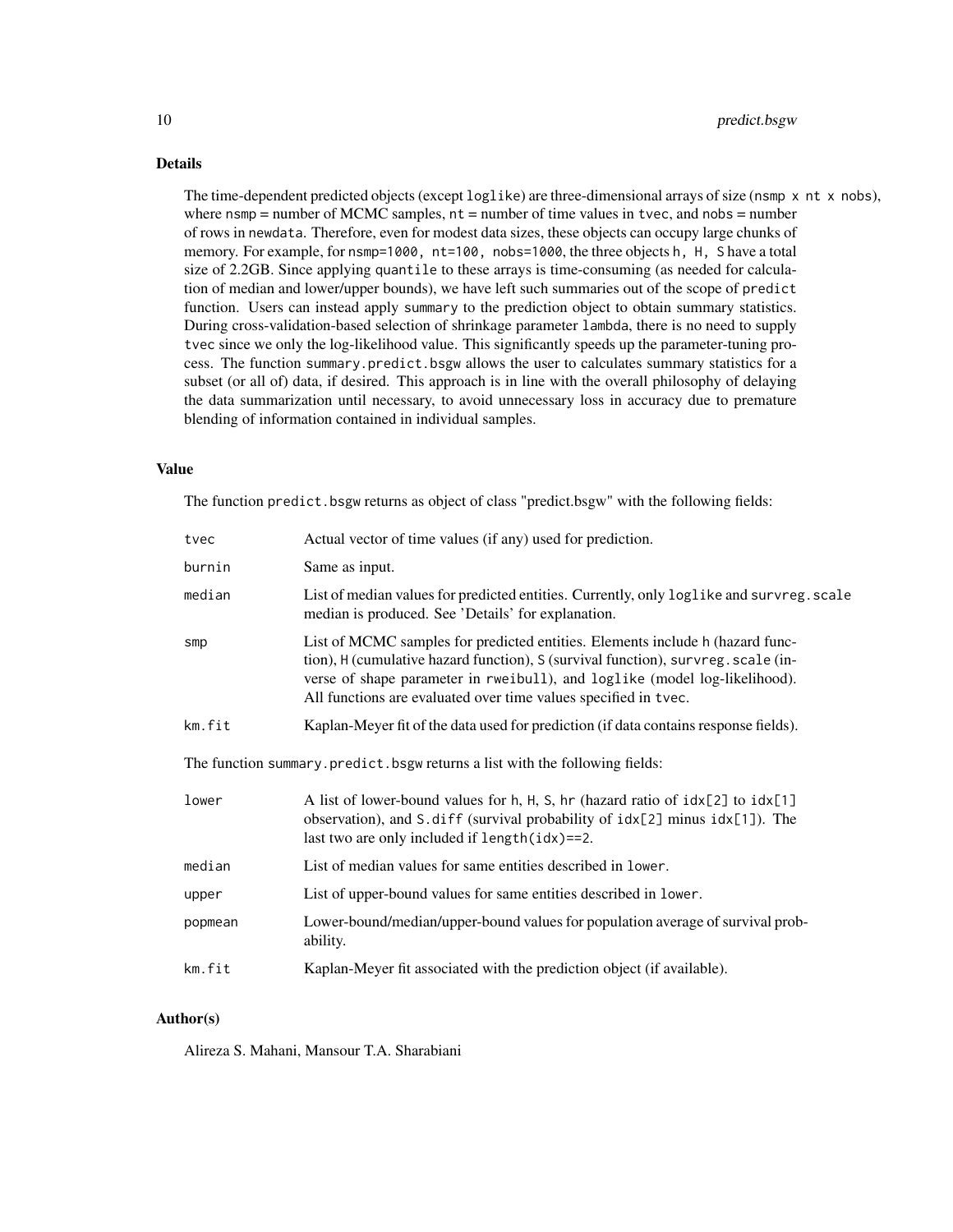## Details

The time-dependent predicted objects (except `loglike`) are three-dimensional arrays of size (`nsmp x nt x nobs`), where `nsmp` = number of MCMC samples, `nt` = number of time values in `tvec`, and `nobs` = number of rows in `newdata`. Therefore, even for modest data sizes, these objects can occupy large chunks of memory. For example, for `nsmp=1000, nt=100, nobs=1000`, the three objects `h, H, S` have a total size of 2.2GB. Since applying `quantile` to these arrays is time-consuming (as needed for calculation of median and lower/upper bounds), we have left such summaries out of the scope of `predict` function. Users can instead apply `summary` to the prediction object to obtain summary statistics. During cross-validation-based selection of shrinkage parameter `lambda`, there is no need to supply `tvec` since we only the log-likelihood value. This significantly speeds up the parameter-tuning process. The function `summary.predict.bsgw` allows the user to calculates summary statistics for a subset (or all of) data, if desired. This approach is in line with the overall philosophy of delaying the data summarization until necessary, to avoid unnecessary loss in accuracy due to premature blending of information contained in individual samples.

## Value

The function `predict.bsgw` returns as object of class "predict.bsgw" with the following fields:

| | |
|---|---|
| `tvec` | Actual vector of time values (if any) used for prediction. |
| `burnin` | Same as input. |
| `median` | List of median values for predicted entities. Currently, only `loglike` and `survreg.scale` median is produced. See 'Details' for explanation. |
| `smp` | List of MCMC samples for predicted entities. Elements include `h` (hazard function), `H` (cumulative hazard function), `S` (survival function), `survreg.scale` (inverse of shape parameter in `rweibull`), and `loglike` (model log-likelihood). All functions are evaluated over time values specified in `tvec`. |
| `km.fit` | Kaplan-Meyer fit of the data used for prediction (if data contains response fields). |

The function `summary.predict.bsgw` returns a list with the following fields:

| | |
|---|---|
| `lower` | A list of lower-bound values for `h`, `H`, `S`, `hr` (hazard ratio of `idx[2]` to `idx[1]` observation), and `S.diff` (survival probability of `idx[2]` minus `idx[1]`). The last two are only included if `length(idx)==2`. |
| `median` | List of median values for same entities described in `lower`. |
| `upper` | List of upper-bound values for same entities described in `lower`. |
| `popmean` | Lower-bound/median/upper-bound values for population average of survival probability. |
| `km.fit` | Kaplan-Meyer fit associated with the prediction object (if available). |

## Author(s)

Alireza S. Mahani, Mansour T.A. Sharabiani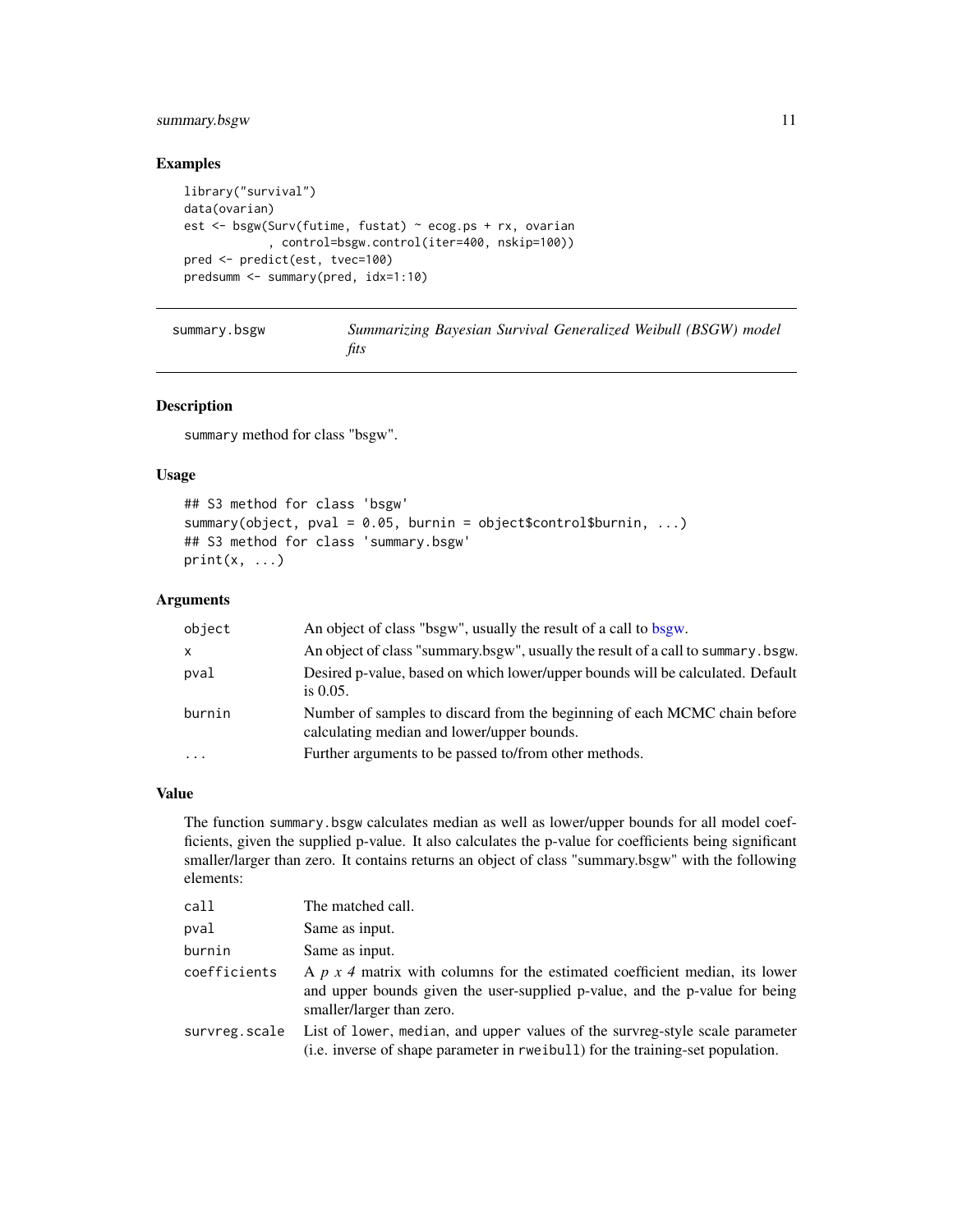## Examples

```
library("survival")
data(ovarian)
est <- bsgw(Surv(futime, fustat) ~ ecog.ps + rx, ovarian
           , control=bsgw.control(iter=400, nskip=100))
pred <- predict(est, tvec=100)
predsumm <- summary(pred, idx=1:10)
```

---

# summary.bsgw — *Summarizing Bayesian Survival Generalized Weibull (BSGW) model fits*

---

## Description

summary method for class "bsgw".

## Usage

```
## S3 method for class 'bsgw'
summary(object, pval = 0.05, burnin = object$control$burnin, ...)
## S3 method for class 'summary.bsgw'
print(x, ...)
```

## Arguments

| | |
|---|---|
| object | An object of class "bsgw", usually the result of a call to bsgw. |
| x | An object of class "summary.bsgw", usually the result of a call to summary.bsgw. |
| pval | Desired p-value, based on which lower/upper bounds will be calculated. Default is 0.05. |
| burnin | Number of samples to discard from the beginning of each MCMC chain before calculating median and lower/upper bounds. |
| ... | Further arguments to be passed to/from other methods. |

## Value

The function summary.bsgw calculates median as well as lower/upper bounds for all model coefficients, given the supplied p-value. It also calculates the p-value for coefficients being significant smaller/larger than zero. It contains returns an object of class "summary.bsgw" with the following elements:

| | |
|---|---|
| call | The matched call. |
| pval | Same as input. |
| burnin | Same as input. |
| coefficients | A *p x 4* matrix with columns for the estimated coefficient median, its lower and upper bounds given the user-supplied p-value, and the p-value for being smaller/larger than zero. |
| survreg.scale | List of lower, median, and upper values of the survreg-style scale parameter (i.e. inverse of shape parameter in rweibull) for the training-set population. |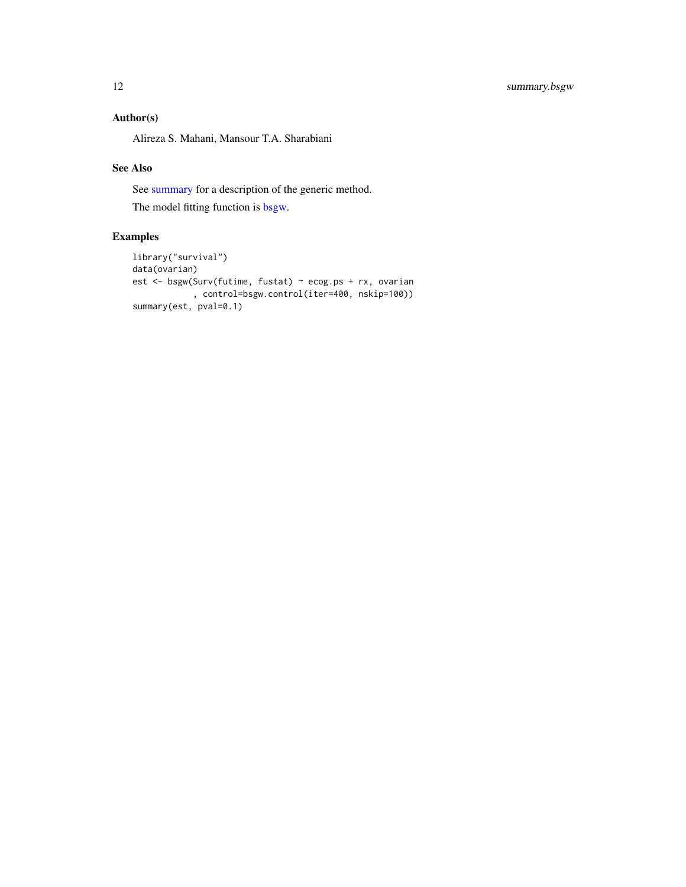### Author(s)

Alireza S. Mahani, Mansour T.A. Sharabiani

### See Also

See summary for a description of the generic method.

The model fitting function is bsgw.

### Examples

```
library("survival")
data(ovarian)
est <- bsgw(Surv(futime, fustat) ~ ecog.ps + rx, ovarian
            , control=bsgw.control(iter=400, nskip=100))
summary(est, pval=0.1)
```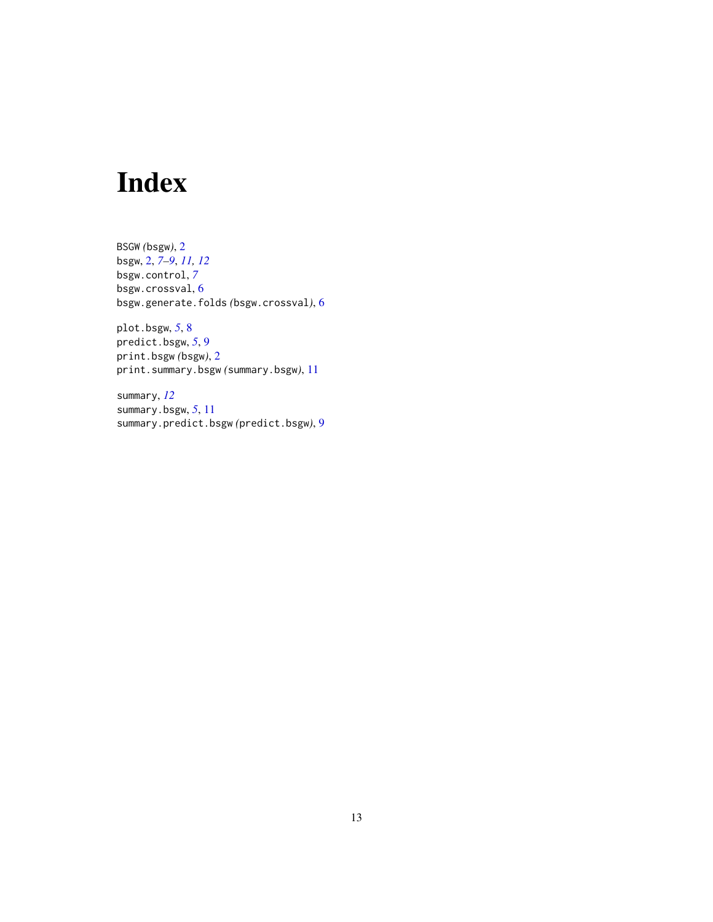# Index

BSGW *(*bsgw*)*, 2
bsgw, 2, *7–9*, *11*, *12*
bsgw.control, *7*
bsgw.crossval, 6
bsgw.generate.folds *(*bsgw.crossval*)*, 6

plot.bsgw, *5*, 8
predict.bsgw, *5*, 9
print.bsgw *(*bsgw*)*, 2
print.summary.bsgw *(*summary.bsgw*)*, 11

summary, *12*
summary.bsgw, *5*, 11
summary.predict.bsgw *(*predict.bsgw*)*, 9